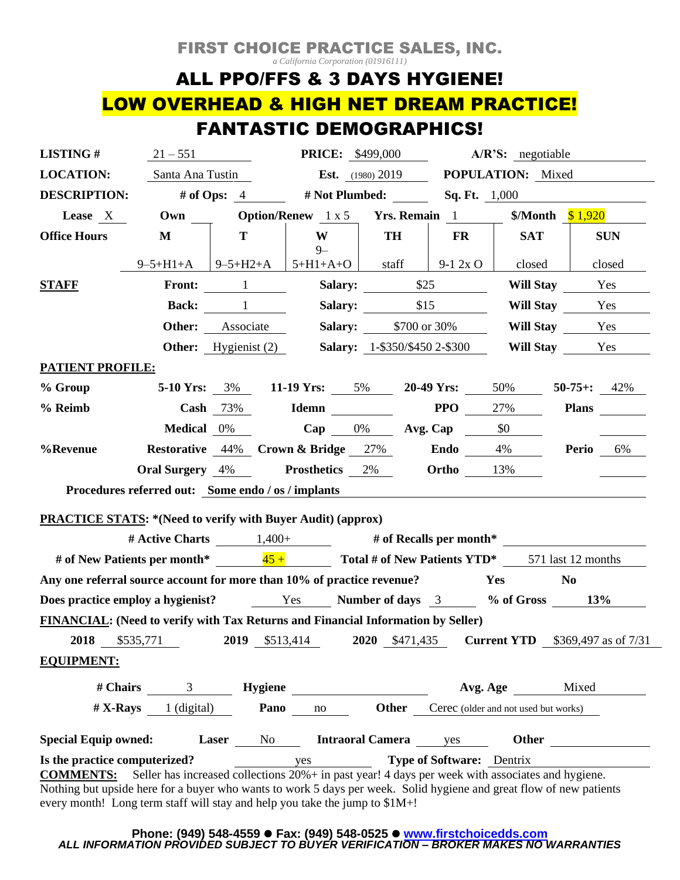# FIRST CHOICE PRACTICE SALES, INC.

*a California Corporation (01916111)*

## ALL PPO/FFS & 3 DAYS HYGIENE!

## LOW OVERHEAD & HIGH NET DREAM PRACTICE!

## FANTASTIC DEMOGRAPHICS!

**LISTING #** 21 – 551 **PRICE:** $499,000 **A/R'S:** negotiable

**LOCATION:** Santa Ana Tustin **Est.** (1980) 2019 **POPULATION:** Mixed

**DESCRIPTION:** **# of Ops:** 4 **# Not Plumbed:** **Sq. Ft.** 1,000

**Lease** X **Own** **Option/Renew** 1 x 5 **Yrs. Remain** 1 **$/Month** $1,920

| **Office Hours** | **M** | **T** | **W** | **TH** | **FR** | **SAT** | **SUN** |
|---|---|---|---|---|---|---|---|
| | 9–5+H1+A | 9–5+H2+A | 9–5+H1+A+O | staff | 9-1 2x O | closed | closed |

| **STAFF** | | | |
|---|---|---|---|
| **Front:** 1 | **Salary:** $25 | **Will Stay** Yes |
| **Back:** 1 | **Salary:** $15 | **Will Stay** Yes |
| **Other:** Associate | **Salary:** $700 or 30% | **Will Stay** Yes |
| **Other:** Hygienist (2) | **Salary:** 1-$350/$450 2-$300 | **Will Stay** Yes |

**PATIENT PROFILE:**

**% Group** — **5-10 Yrs:** 3% **11-19 Yrs:** 5% **20-49 Yrs:** 50% **50-75+:** 42%

**% Reimb** — **Cash** 73% **Idemn** **PPO** 27% **Plans**

**Medical** 0% **Cap** 0% **Avg. Cap** $0

**%Revenue** — **Restorative** 44% **Crown & Bridge** 27% **Endo** 4% **Perio** 6%

**Oral Surgery** 4% **Prosthetics** 2% **Ortho** 13%

**Procedures referred out:** Some endo / os / implants

**PRACTICE STATS:** *(Need to verify with Buyer Audit) (approx)

**# Active Charts** 1,400+ **# of Recalls per month***

**# of New Patients per month*** 45 + **Total # of New Patients YTD*** 571 last 12 months

**Any one referral source account for more than 10% of practice revenue?** **Yes** **No**

**Does practice employ a hygienist?** Yes **Number of days** 3 **% of Gross** **13%**

**FINANCIAL:** (Need to verify with Tax Returns and Financial Information by Seller)

**2018** $535,771 **2019** $513,414 **2020** $471,435 **Current YTD** $369,497 as of 7/31

**EQUIPMENT:**

**# Chairs** 3 **Hygiene** **Avg. Age** Mixed

**# X-Rays** 1 (digital) **Pano** no **Other** Cerec (older and not used but works)

**Special Equip owned:** **Laser** No **Intraoral Camera** yes **Other**

**Is the practice computerized?** yes **Type of Software:** Dentrix

**COMMENTS:** Seller has increased collections 20%+ in past year! 4 days per week with associates and hygiene. Nothing but upside here for a buyer who wants to work 5 days per week. Solid hygiene and great flow of new patients every month! Long term staff will stay and help you take the jump to $1M+!

**Phone: (949) 548-4559 ● Fax: (949) 548-0525 ● www.firstchoicedds.com**

***ALL INFORMATION PROVIDED SUBJECT TO BUYER VERIFICATION – BROKER MAKES NO WARRANTIES***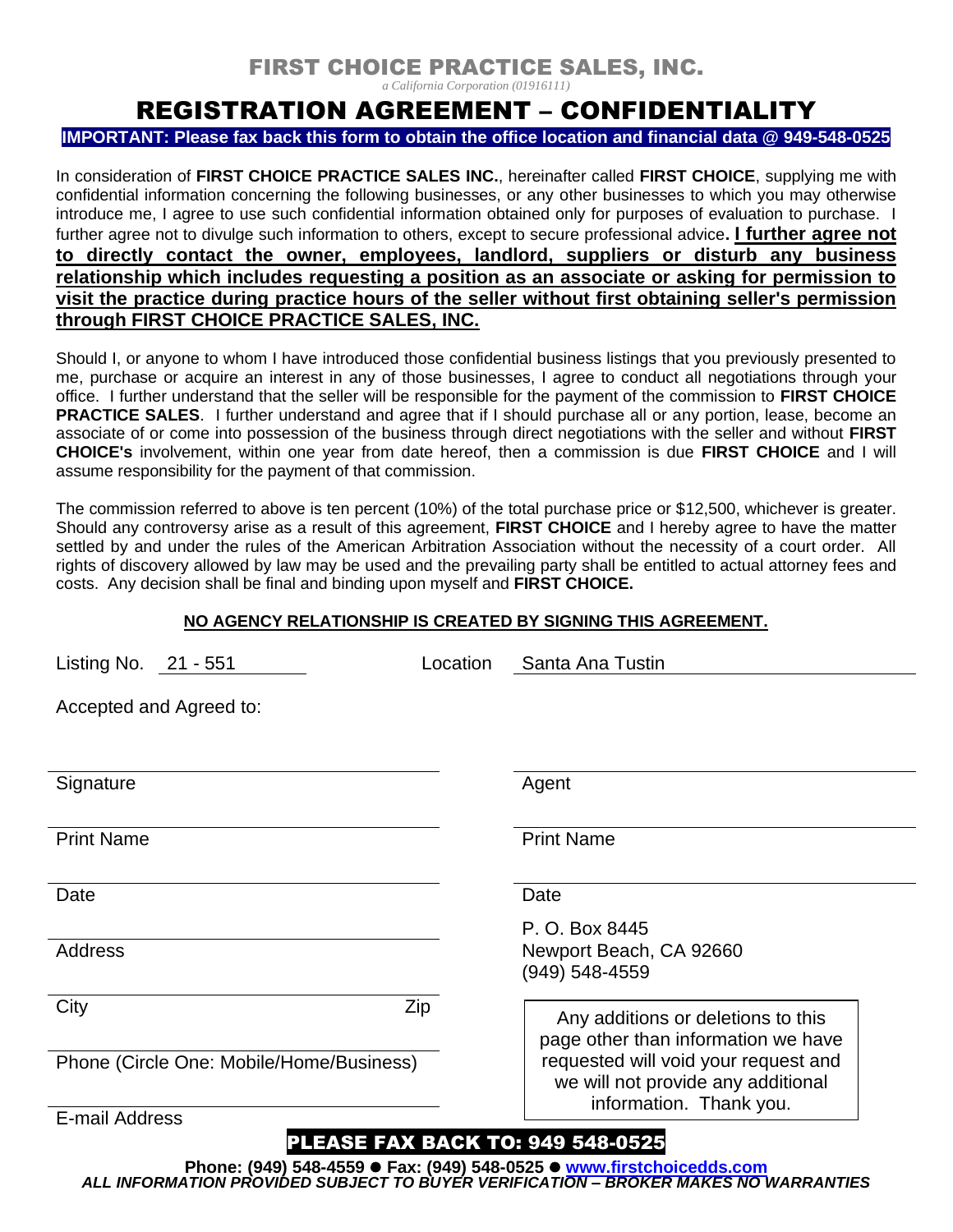# FIRST CHOICE PRACTICE SALES, INC.

*a California Corporation (01916111)*

# REGISTRATION AGREEMENT – CONFIDENTIALITY

**IMPORTANT: Please fax back this form to obtain the office location and financial data @ 949-548-0525**

In consideration of **FIRST CHOICE PRACTICE SALES INC.**, hereinafter called **FIRST CHOICE**, supplying me with confidential information concerning the following businesses, or any other businesses to which you may otherwise introduce me, I agree to use such confidential information obtained only for purposes of evaluation to purchase. I further agree not to divulge such information to others, except to secure professional advice**. I further agree not to directly contact the owner, employees, landlord, suppliers or disturb any business relationship which includes requesting a position as an associate or asking for permission to visit the practice during practice hours of the seller without first obtaining seller's permission through FIRST CHOICE PRACTICE SALES, INC.**

Should I, or anyone to whom I have introduced those confidential business listings that you previously presented to me, purchase or acquire an interest in any of those businesses, I agree to conduct all negotiations through your office. I further understand that the seller will be responsible for the payment of the commission to **FIRST CHOICE PRACTICE SALES**. I further understand and agree that if I should purchase all or any portion, lease, become an associate of or come into possession of the business through direct negotiations with the seller and without **FIRST CHOICE's** involvement, within one year from date hereof, then a commission is due **FIRST CHOICE** and I will assume responsibility for the payment of that commission.

The commission referred to above is ten percent (10%) of the total purchase price or $12,500, whichever is greater. Should any controversy arise as a result of this agreement, **FIRST CHOICE** and I hereby agree to have the matter settled by and under the rules of the American Arbitration Association without the necessity of a court order. All rights of discovery allowed by law may be used and the prevailing party shall be entitled to actual attorney fees and costs. Any decision shall be final and binding upon myself and **FIRST CHOICE.**

**NO AGENCY RELATIONSHIP IS CREATED BY SIGNING THIS AGREEMENT.**

Listing No. 21 - 551 Location Santa Ana Tustin

Accepted and Agreed to:

| | |
|---|---|
| Signature | Agent |
| Print Name | Print Name |
| Date | Date |
| Address | P. O. Box 8445<br>Newport Beach, CA 92660<br>(949) 548-4559 |
| City Zip | |
| Phone (Circle One: Mobile/Home/Business) | |
| E-mail Address | |

Any additions or deletions to this page other than information we have requested will void your request and we will not provide any additional information. Thank you.

**PLEASE FAX BACK TO: 949 548-0525**

**Phone: (949) 548-4559 ● Fax: (949) 548-0525 ● www.firstchoicedds.com**

***ALL INFORMATION PROVIDED SUBJECT TO BUYER VERIFICATION – BROKER MAKES NO WARRANTIES***